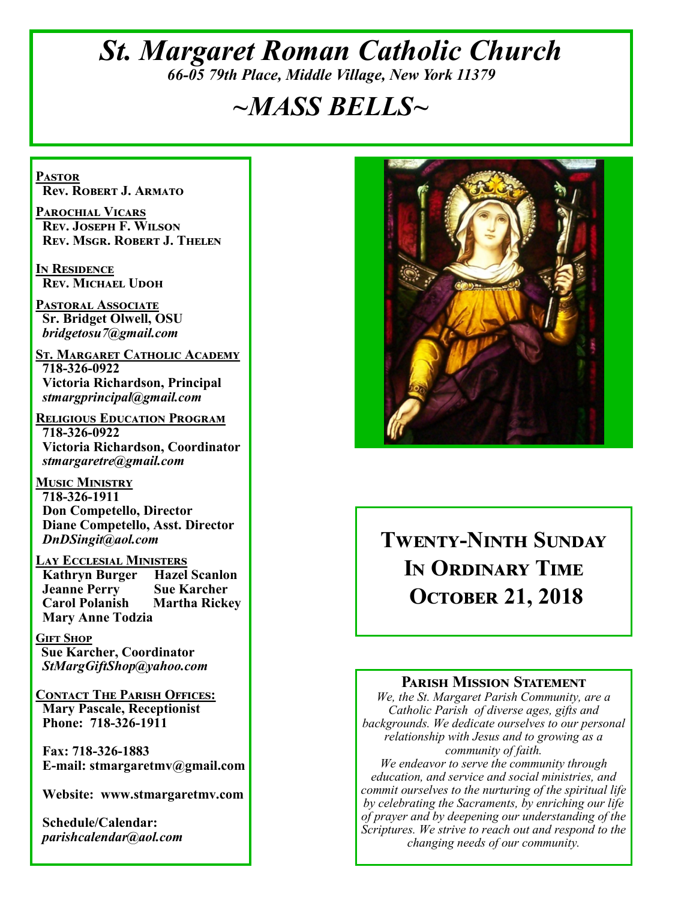# *St. Margaret Roman Catholic Church*

*66-05 79th Place, Middle Village, New York 11379*

# *~MASS BELLS~*

**PASTOR**
**Rev. Robert J. Armato**

**PAROCHIAL VICARS**
**Rev. Joseph F. Wilson**
**Rev. Msgr. Robert J. Thelen**

**IN RESIDENCE**
**Rev. Michael Udoh**

**PASTORAL ASSOCIATE**
**Sr. Bridget Olwell, OSU**
*bridgetosu7@gmail.com*

**ST. MARGARET CATHOLIC ACADEMY**
**718-326-0922**
**Victoria Richardson, Principal**
*stmargprincipal@gmail.com*

**RELIGIOUS EDUCATION PROGRAM**
**718-326-0922**
**Victoria Richardson, Coordinator**
*stmargaretre@gmail.com*

**MUSIC MINISTRY**
**718-326-1911**
**Don Competello, Director**
**Diane Competello, Asst. Director**
*DnDSingit@aol.com*

**LAY ECCLESIAL MINISTERS**
**Kathryn Burger** **Hazel Scanlon**
**Jeanne Perry** **Sue Karcher**
**Carol Polanish** **Martha Rickey**
**Mary Anne Todzia**

**GIFT SHOP**
**Sue Karcher, Coordinator**
*StMargGiftShop@yahoo.com*

**CONTACT THE PARISH OFFICES:**
**Mary Pascale, Receptionist**
**Phone: 718-326-1911**

**Fax: 718-326-1883**
**E-mail: stmargaretmv@gmail.com**

**Website: www.stmargaretmv.com**

**Schedule/Calendar:**
*parishcalendar@aol.com*

## Twenty-Ninth Sunday In Ordinary Time October 21, 2018

### Parish Mission Statement

*We, the St. Margaret Parish Community, are a Catholic Parish of diverse ages, gifts and backgrounds. We dedicate ourselves to our personal relationship with Jesus and to growing as a community of faith.*
*We endeavor to serve the community through education, and service and social ministries, and commit ourselves to the nurturing of the spiritual life by celebrating the Sacraments, by enriching our life of prayer and by deepening our understanding of the Scriptures. We strive to reach out and respond to the changing needs of our community.*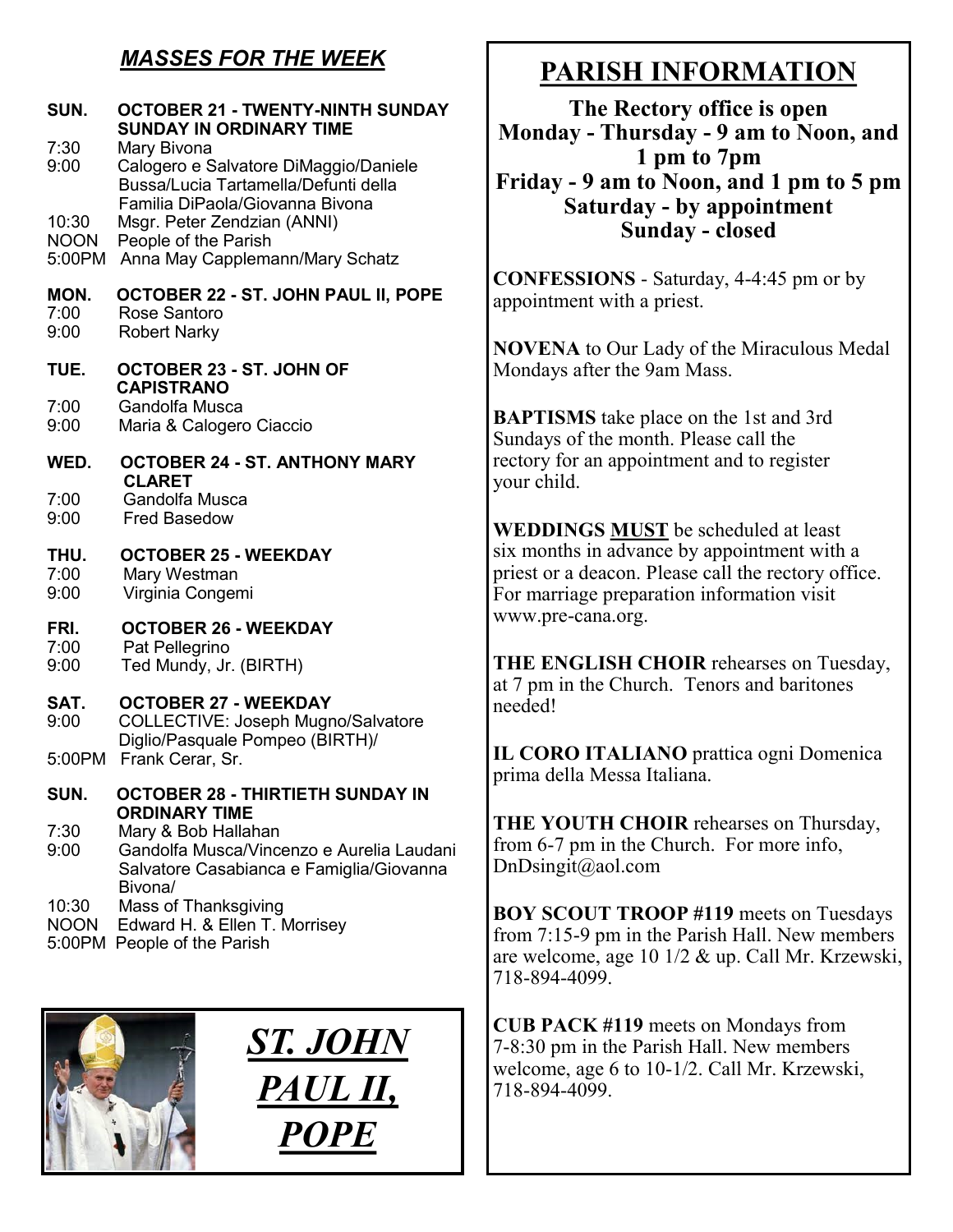## *MASSES FOR THE WEEK*

**SUN. OCTOBER 21 - TWENTY-NINTH SUNDAY SUNDAY IN ORDINARY TIME**

7:30 Mary Bivona
9:00 Calogero e Salvatore DiMaggio/Daniele Bussa/Lucia Tartamella/Defunti della Familia DiPaola/Giovanna Bivona
10:30 Msgr. Peter Zendzian (ANNI)
NOON People of the Parish
5:00PM Anna May Capplemann/Mary Schatz

**MON. OCTOBER 22 - ST. JOHN PAUL II, POPE**

7:00 Rose Santoro
9:00 Robert Narky

**TUE. OCTOBER 23 - ST. JOHN OF CAPISTRANO**

7:00 Gandolfa Musca
9:00 Maria & Calogero Ciaccio

**WED. OCTOBER 24 - ST. ANTHONY MARY CLARET**

7:00 Gandolfa Musca
9:00 Fred Basedow

**THU. OCTOBER 25 - WEEKDAY**

7:00 Mary Westman
9:00 Virginia Congemi

**FRI. OCTOBER 26 - WEEKDAY**

7:00 Pat Pellegrino
9:00 Ted Mundy, Jr. (BIRTH)

**SAT. OCTOBER 27 - WEEKDAY**

9:00 COLLECTIVE: Joseph Mugno/Salvatore Diglio/Pasquale Pompeo (BIRTH)/
5:00PM Frank Cerar, Sr.

**SUN. OCTOBER 28 - THIRTIETH SUNDAY IN ORDINARY TIME**

7:30 Mary & Bob Hallahan
9:00 Gandolfa Musca/Vincenzo e Aurelia Laudani Salvatore Casabianca e Famiglia/Giovanna Bivona/
10:30 Mass of Thanksgiving
NOON Edward H. & Ellen T. Morrisey
5:00PM People of the Parish

***ST. JOHN PAUL II, POPE***

# PARISH INFORMATION

**The Rectory office is open**
**Monday - Thursday - 9 am to Noon, and 1 pm to 7pm**
**Friday - 9 am to Noon, and 1 pm to 5 pm**
**Saturday - by appointment**
**Sunday - closed**

**CONFESSIONS** - Saturday, 4-4:45 pm or by appointment with a priest.

**NOVENA** to Our Lady of the Miraculous Medal Mondays after the 9am Mass.

**BAPTISMS** take place on the 1st and 3rd Sundays of the month. Please call the rectory for an appointment and to register your child.

**WEDDINGS MUST** be scheduled at least six months in advance by appointment with a priest or a deacon. Please call the rectory office. For marriage preparation information visit www.pre-cana.org.

**THE ENGLISH CHOIR** rehearses on Tuesday, at 7 pm in the Church. Tenors and baritones needed!

**IL CORO ITALIANO** prattica ogni Domenica prima della Messa Italiana.

**THE YOUTH CHOIR** rehearses on Thursday, from 6-7 pm in the Church. For more info, DnDsingit@aol.com

**BOY SCOUT TROOP #119** meets on Tuesdays from 7:15-9 pm in the Parish Hall. New members are welcome, age 10 1/2 & up. Call Mr. Krzewski, 718-894-4099.

**CUB PACK #119** meets on Mondays from 7-8:30 pm in the Parish Hall. New members welcome, age 6 to 10-1/2. Call Mr. Krzewski, 718-894-4099.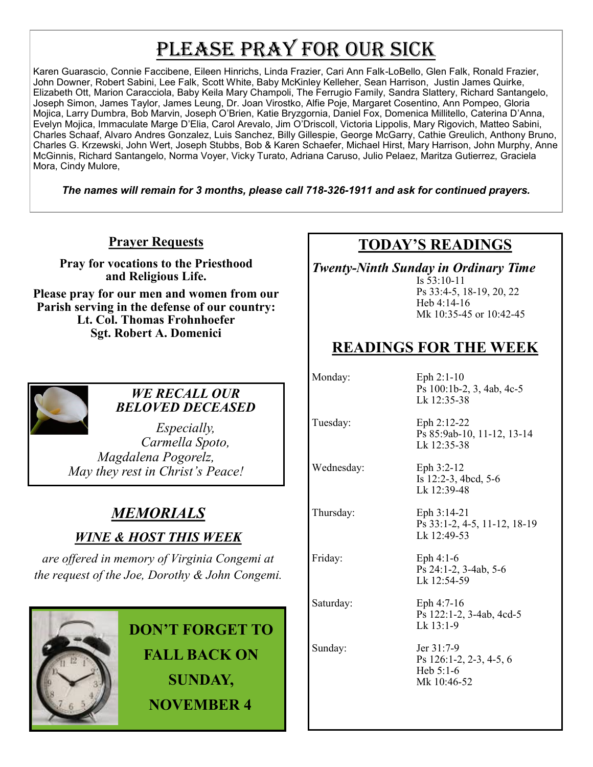# PLEASE PRAY FOR OUR SICK

Karen Guarascio, Connie Faccibene, Eileen Hinrichs, Linda Frazier, Cari Ann Falk-LoBello, Glen Falk, Ronald Frazier, John Downer, Robert Sabini, Lee Falk, Scott White, Baby McKinley Kelleher, Sean Harrison, Justin James Quirke, Elizabeth Ott, Marion Caracciola, Baby Keila Mary Champoli, The Ferrugio Family, Sandra Slattery, Richard Santangelo, Joseph Simon, James Taylor, James Leung, Dr. Joan Virostko, Alfie Poje, Margaret Cosentino, Ann Pompeo, Gloria Mojica, Larry Dumbra, Bob Marvin, Joseph O'Brien, Katie Bryzgornia, Daniel Fox, Domenica Millitello, Caterina D'Anna, Evelyn Mojica, Immaculate Marge D'Elia, Carol Arevalo, Jim O'Driscoll, Victoria Lippolis, Mary Rigovich, Matteo Sabini, Charles Schaaf, Alvaro Andres Gonzalez, Luis Sanchez, Billy Gillespie, George McGarry, Cathie Greulich, Anthony Bruno, Charles G. Krzewski, John Wert, Joseph Stubbs, Bob & Karen Schaefer, Michael Hirst, Mary Harrison, John Murphy, Anne McGinnis, Richard Santangelo, Norma Voyer, Vicky Turato, Adriana Caruso, Julio Pelaez, Maritza Gutierrez, Graciela Mora, Cindy Mulore,

***The names will remain for 3 months, please call 718-326-1911 and ask for continued prayers.***

## Prayer Requests

**Pray for vocations to the Priesthood and Religious Life.**

**Please pray for our men and women from our Parish serving in the defense of our country:**
**Lt. Col. Thomas Frohnhoefer**
**Sgt. Robert A. Domenici**

### *WE RECALL OUR BELOVED DECEASED*

*Especially,*
*Carmella Spoto,*
*Magdalena Pogorelz,*
*May they rest in Christ's Peace!*

## *MEMORIALS*

### *WINE & HOST THIS WEEK*

*are offered in memory of Virginia Congemi at the request of the Joe, Dorothy & John Congemi.*

**DON'T FORGET TO FALL BACK ON SUNDAY, NOVEMBER 4**

## TODAY'S READINGS

***Twenty-Ninth Sunday in Ordinary Time***

Is 53:10-11
Ps 33:4-5, 18-19, 20, 22
Heb 4:14-16
Mk 10:35-45 or 10:42-45

## READINGS FOR THE WEEK

| | |
|---|---|
| Monday: | Eph 2:1-10<br>Ps 100:1b-2, 3, 4ab, 4c-5<br>Lk 12:35-38 |
| Tuesday: | Eph 2:12-22<br>Ps 85:9ab-10, 11-12, 13-14<br>Lk 12:35-38 |
| Wednesday: | Eph 3:2-12<br>Is 12:2-3, 4bcd, 5-6<br>Lk 12:39-48 |
| Thursday: | Eph 3:14-21<br>Ps 33:1-2, 4-5, 11-12, 18-19<br>Lk 12:49-53 |
| Friday: | Eph 4:1-6<br>Ps 24:1-2, 3-4ab, 5-6<br>Lk 12:54-59 |
| Saturday: | Eph 4:7-16<br>Ps 122:1-2, 3-4ab, 4cd-5<br>Lk 13:1-9 |
| Sunday: | Jer 31:7-9<br>Ps 126:1-2, 2-3, 4-5, 6<br>Heb 5:1-6<br>Mk 10:46-52 |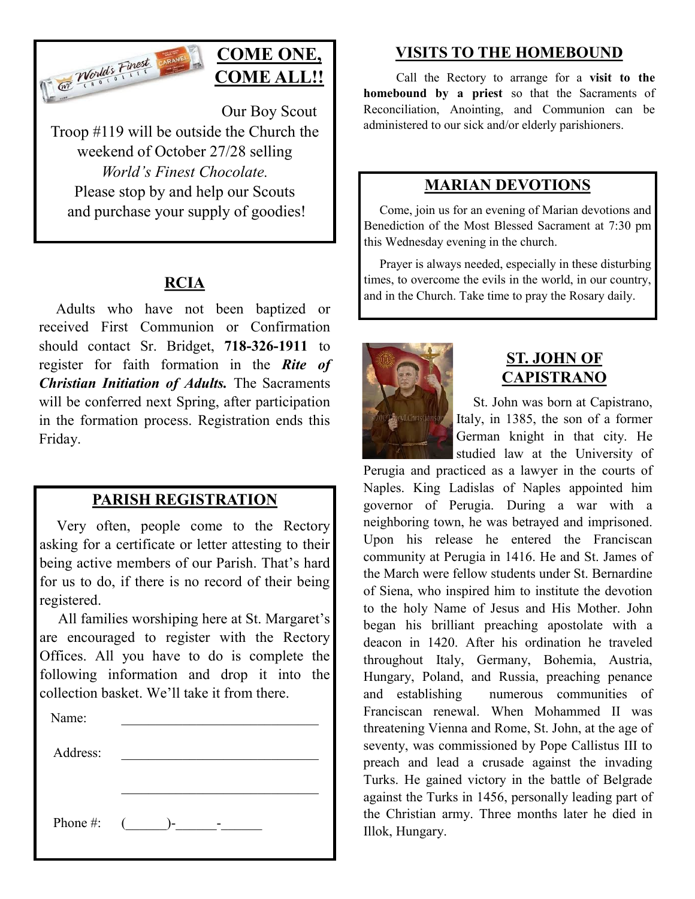## COME ONE, COME ALL!!

Our Boy Scout Troop #119 will be outside the Church the weekend of October 27/28 selling *World's Finest Chocolate.* Please stop by and help our Scouts and purchase your supply of goodies!

## RCIA

Adults who have not been baptized or received First Communion or Confirmation should contact Sr. Bridget, **718-326-1911** to register for faith formation in the ***Rite of Christian Initiation of Adults.*** The Sacraments will be conferred next Spring, after participation in the formation process. Registration ends this Friday.

## PARISH REGISTRATION

Very often, people come to the Rectory asking for a certificate or letter attesting to their being active members of our Parish. That's hard for us to do, if there is no record of their being registered.

All families worshiping here at St. Margaret's are encouraged to register with the Rectory Offices. All you have to do is complete the following information and drop it into the collection basket. We'll take it from there.

Name: ____________________________

Address: ____________________________

____________________________

Phone #: (______)-______-______

## VISITS TO THE HOMEBOUND

Call the Rectory to arrange for a **visit to the homebound by a priest** so that the Sacraments of Reconciliation, Anointing, and Communion can be administered to our sick and/or elderly parishioners.

## MARIAN DEVOTIONS

Come, join us for an evening of Marian devotions and Benediction of the Most Blessed Sacrament at 7:30 pm this Wednesday evening in the church.

Prayer is always needed, especially in these disturbing times, to overcome the evils in the world, in our country, and in the Church. Take time to pray the Rosary daily.

## ST. JOHN OF CAPISTRANO

St. John was born at Capistrano, Italy, in 1385, the son of a former German knight in that city. He studied law at the University of Perugia and practiced as a lawyer in the courts of Naples. King Ladislas of Naples appointed him governor of Perugia. During a war with a neighboring town, he was betrayed and imprisoned. Upon his release he entered the Franciscan community at Perugia in 1416. He and St. James of the March were fellow students under St. Bernardine of Siena, who inspired him to institute the devotion to the holy Name of Jesus and His Mother. John began his brilliant preaching apostolate with a deacon in 1420. After his ordination he traveled throughout Italy, Germany, Bohemia, Austria, Hungary, Poland, and Russia, preaching penance and establishing numerous communities of Franciscan renewal. When Mohammed II was threatening Vienna and Rome, St. John, at the age of seventy, was commissioned by Pope Callistus III to preach and lead a crusade against the invading Turks. He gained victory in the battle of Belgrade against the Turks in 1456, personally leading part of the Christian army. Three months later he died in Illok, Hungary.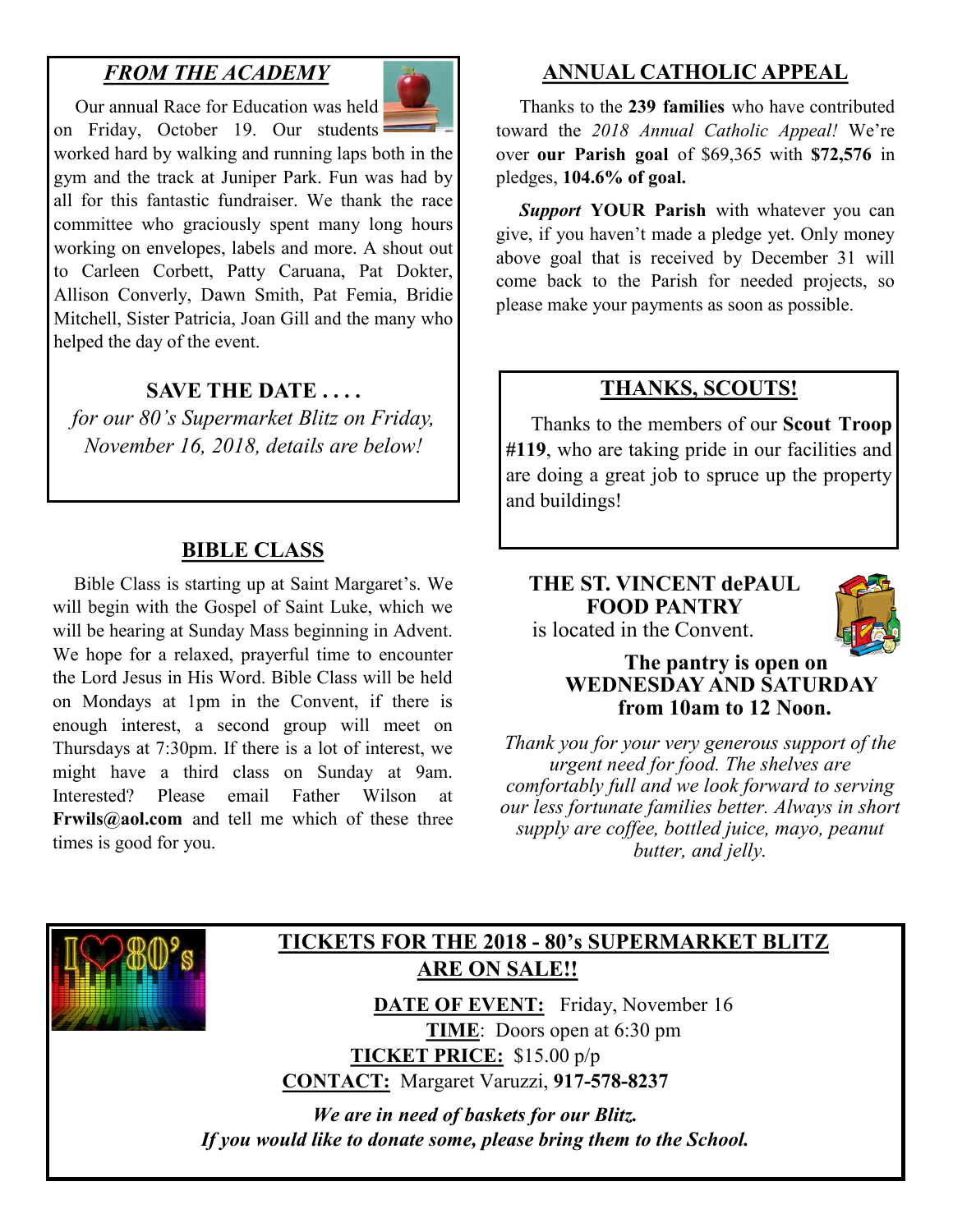## *FROM THE ACADEMY*

Our annual Race for Education was held on Friday, October 19. Our students worked hard by walking and running laps both in the gym and the track at Juniper Park. Fun was had by all for this fantastic fundraiser. We thank the race committee who graciously spent many long hours working on envelopes, labels and more. A shout out to Carleen Corbett, Patty Caruana, Pat Dokter, Allison Converly, Dawn Smith, Pat Femia, Bridie Mitchell, Sister Patricia, Joan Gill and the many who helped the day of the event.

**SAVE THE DATE . . . .**

*for our 80's Supermarket Blitz on Friday, November 16, 2018, details are below!*

## BIBLE CLASS

Bible Class is starting up at Saint Margaret's. We will begin with the Gospel of Saint Luke, which we will be hearing at Sunday Mass beginning in Advent. We hope for a relaxed, prayerful time to encounter the Lord Jesus in His Word. Bible Class will be held on Mondays at 1pm in the Convent, if there is enough interest, a second group will meet on Thursdays at 7:30pm. If there is a lot of interest, we might have a third class on Sunday at 9am. Interested? Please email Father Wilson at **Frwils@aol.com** and tell me which of these three times is good for you.

## ANNUAL CATHOLIC APPEAL

Thanks to the **239 families** who have contributed toward the *2018 Annual Catholic Appeal!* We're over **our Parish goal** of $69,365 with **$72,576** in pledges, **104.6% of goal.**

***Support* YOUR Parish** with whatever you can give, if you haven't made a pledge yet. Only money above goal that is received by December 31 will come back to the Parish for needed projects, so please make your payments as soon as possible.

## THANKS, SCOUTS!

Thanks to the members of our **Scout Troop #119**, who are taking pride in our facilities and are doing a great job to spruce up the property and buildings!

**THE ST. VINCENT dePAUL FOOD PANTRY**

is located in the Convent.

**The pantry is open on WEDNESDAY AND SATURDAY from 10am to 12 Noon.**

*Thank you for your very generous support of the urgent need for food. The shelves are comfortably full and we look forward to serving our less fortunate families better. Always in short supply are coffee, bottled juice, mayo, peanut butter, and jelly.*

## TICKETS FOR THE 2018 - 80's SUPERMARKET BLITZ ARE ON SALE!!

**DATE OF EVENT:** Friday, November 16

**TIME**: Doors open at 6:30 pm

**TICKET PRICE:** $15.00 p/p

**CONTACT:** Margaret Varuzzi, **917-578-8237**

***We are in need of baskets for our Blitz.***

***If you would like to donate some, please bring them to the School.***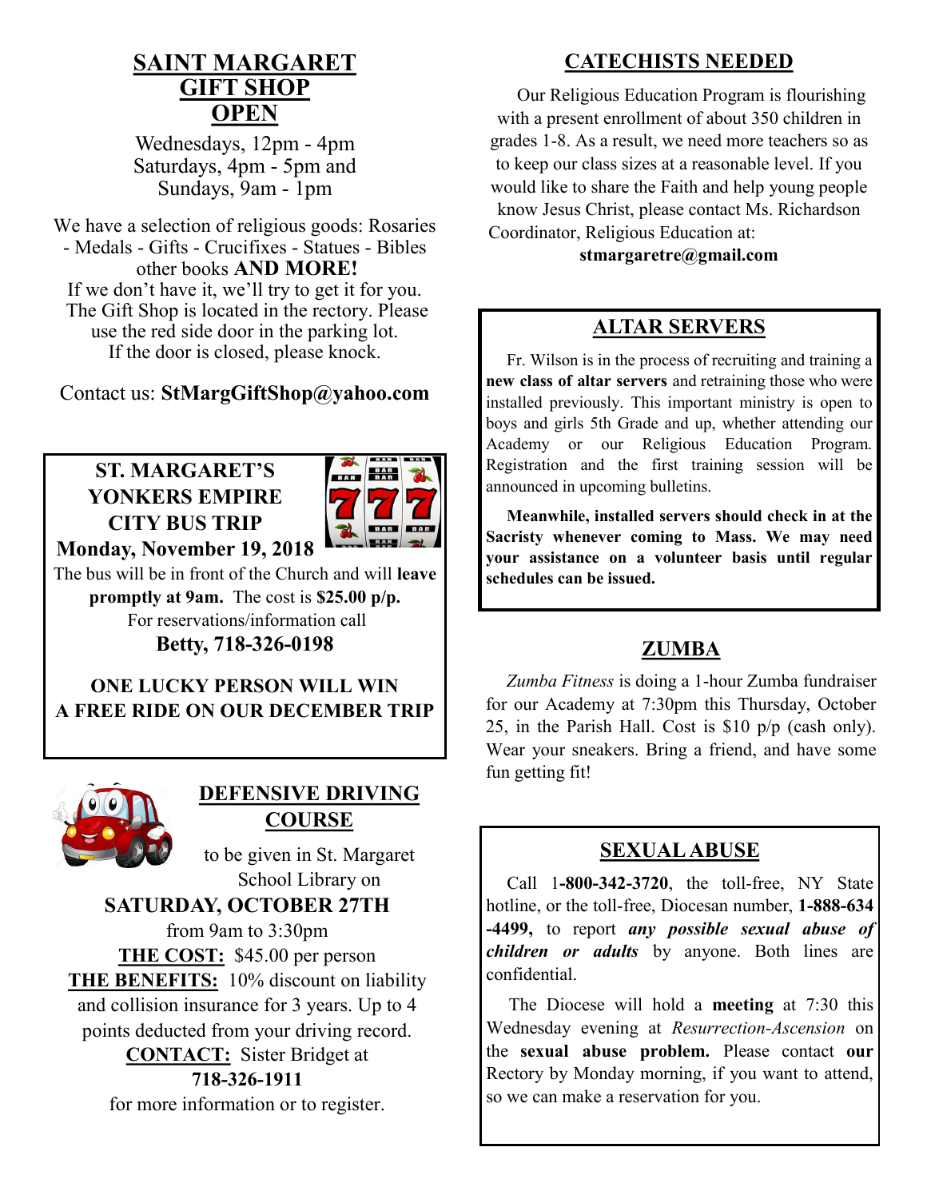## SAINT MARGARET GIFT SHOP OPEN

Wednesdays, 12pm - 4pm
Saturdays, 4pm - 5pm and
Sundays, 9am - 1pm

We have a selection of religious goods: Rosaries - Medals - Gifts - Crucifixes - Statues - Bibles other books **AND MORE!**
If we don't have it, we'll try to get it for you.
The Gift Shop is located in the rectory. Please use the red side door in the parking lot.
If the door is closed, please knock.

Contact us: **StMargGiftShop@yahoo.com**

## ST. MARGARET'S YONKERS EMPIRE CITY BUS TRIP

**Monday, November 19, 2018**

The bus will be in front of the Church and will **leave promptly at 9am.** The cost is **$25.00 p/p.**
For reservations/information call
**Betty, 718-326-0198**

**ONE LUCKY PERSON WILL WIN A FREE RIDE ON OUR DECEMBER TRIP**

## DEFENSIVE DRIVING COURSE

to be given in St. Margaret School Library on

**SATURDAY, OCTOBER 27TH**

from 9am to 3:30pm

**THE COST:** $45.00 per person

**THE BENEFITS:** 10% discount on liability and collision insurance for 3 years. Up to 4 points deducted from your driving record.

**CONTACT:** Sister Bridget at
**718-326-1911**
for more information or to register.

## CATECHISTS NEEDED

Our Religious Education Program is flourishing with a present enrollment of about 350 children in grades 1-8. As a result, we need more teachers so as to keep our class sizes at a reasonable level. If you would like to share the Faith and help young people know Jesus Christ, please contact Ms. Richardson Coordinator, Religious Education at:
**stmargaretre@gmail.com**

## ALTAR SERVERS

Fr. Wilson is in the process of recruiting and training a **new class of altar servers** and retraining those who were installed previously. This important ministry is open to boys and girls 5th Grade and up, whether attending our Academy or our Religious Education Program. Registration and the first training session will be announced in upcoming bulletins.

**Meanwhile, installed servers should check in at the Sacristy whenever coming to Mass. We may need your assistance on a volunteer basis until regular schedules can be issued.**

## ZUMBA

*Zumba Fitness* is doing a 1-hour Zumba fundraiser for our Academy at 7:30pm this Thursday, October 25, in the Parish Hall. Cost is $10 p/p (cash only). Wear your sneakers. Bring a friend, and have some fun getting fit!

## SEXUAL ABUSE

Call 1**-800-342-3720**, the toll-free, NY State hotline, or the toll-free, Diocesan number, **1-888-634-4499,** to report ***any possible sexual abuse of children or adults*** by anyone. Both lines are confidential.

The Diocese will hold a **meeting** at 7:30 this Wednesday evening at *Resurrection-Ascension* on the **sexual abuse problem.** Please contact **our** Rectory by Monday morning, if you want to attend, so we can make a reservation for you.